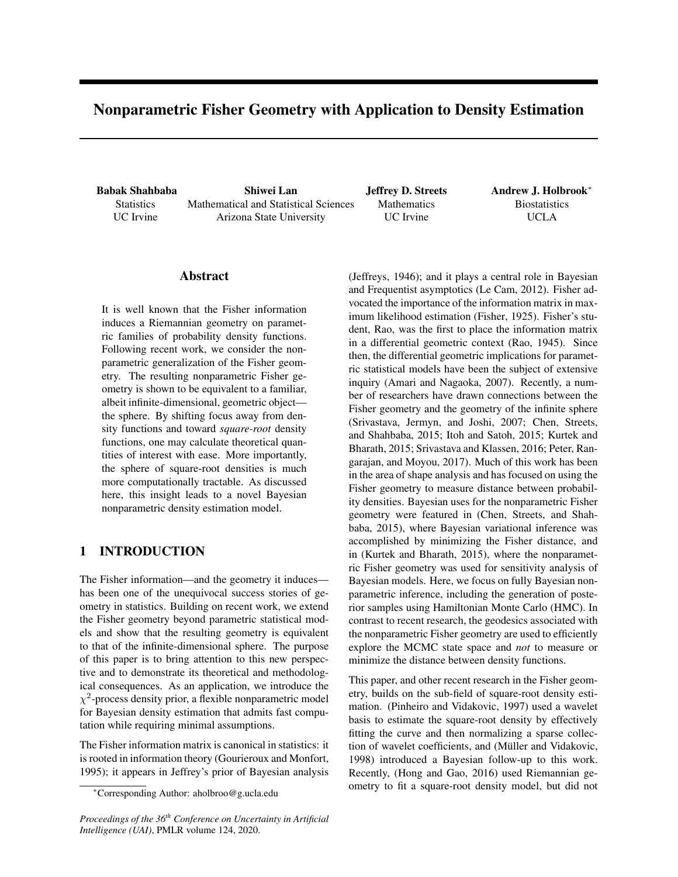# Nonparametric Fisher Geometry with Application to Density Estimation

**Babak Shahbaba**
Statistics
UC Irvine

**Shiwei Lan**
Mathematical and Statistical Sciences
Arizona State University

**Jeffrey D. Streets**
Mathematics
UC Irvine

**Andrew J. Holbrook***
Biostatistics
UCLA

## Abstract

It is well known that the Fisher information induces a Riemannian geometry on parametric families of probability density functions. Following recent work, we consider the nonparametric generalization of the Fisher geometry. The resulting nonparametric Fisher geometry is shown to be equivalent to a familiar, albeit infinite-dimensional, geometric object—the sphere. By shifting focus away from density functions and toward *square-root* density functions, one may calculate theoretical quantities of interest with ease. More importantly, the sphere of square-root densities is much more computationally tractable. As discussed here, this insight leads to a novel Bayesian nonparametric density estimation model.

## 1 INTRODUCTION

The Fisher information—and the geometry it induces—has been one of the unequivocal success stories of geometry in statistics. Building on recent work, we extend the Fisher geometry beyond parametric statistical models and show that the resulting geometry is equivalent to that of the infinite-dimensional sphere. The purpose of this paper is to bring attention to this new perspective and to demonstrate its theoretical and methodological consequences. As an application, we introduce the $\chi^2$-process density prior, a flexible nonparametric model for Bayesian density estimation that admits fast computation while requiring minimal assumptions.

The Fisher information matrix is canonical in statistics: it is rooted in information theory (Gourieroux and Monfort, 1995); it appears in Jeffrey's prior of Bayesian analysis (Jeffreys, 1946); and it plays a central role in Bayesian and Frequentist asymptotics (Le Cam, 2012). Fisher advocated the importance of the information matrix in maximum likelihood estimation (Fisher, 1925). Fisher's student, Rao, was the first to place the information matrix in a differential geometric context (Rao, 1945). Since then, the differential geometric implications for parametric statistical models have been the subject of extensive inquiry (Amari and Nagaoka, 2007). Recently, a number of researchers have drawn connections between the Fisher geometry and the geometry of the infinite sphere (Srivastava, Jermyn, and Joshi, 2007; Chen, Streets, and Shahbaba, 2015; Itoh and Satoh, 2015; Kurtek and Bharath, 2015; Srivastava and Klassen, 2016; Peter, Rangarajan, and Moyou, 2017). Much of this work has been in the area of shape analysis and has focused on using the Fisher geometry to measure distance between probability densities. Bayesian uses for the nonparametric Fisher geometry were featured in (Chen, Streets, and Shahbaba, 2015), where Bayesian variational inference was accomplished by minimizing the Fisher distance, and in (Kurtek and Bharath, 2015), where the nonparametric Fisher geometry was used for sensitivity analysis of Bayesian models. Here, we focus on fully Bayesian nonparametric inference, including the generation of posterior samples using Hamiltonian Monte Carlo (HMC). In contrast to recent research, the geodesics associated with the nonparametric Fisher geometry are used to efficiently explore the MCMC state space and *not* to measure or minimize the distance between density functions.

This paper, and other recent research in the Fisher geometry, builds on the sub-field of square-root density estimation. (Pinheiro and Vidakovic, 1997) used a wavelet basis to estimate the square-root density by effectively fitting the curve and then normalizing a sparse collection of wavelet coefficients, and (Müller and Vidakovic, 1998) introduced a Bayesian follow-up to this work. Recently, (Hong and Gao, 2016) used Riemannian geometry to fit a square-root density model, but did not

*Corresponding Author: aholbroo@g.ucla.edu

*Proceedings of the 36th Conference on Uncertainty in Artificial Intelligence (UAI)*, PMLR volume 124, 2020.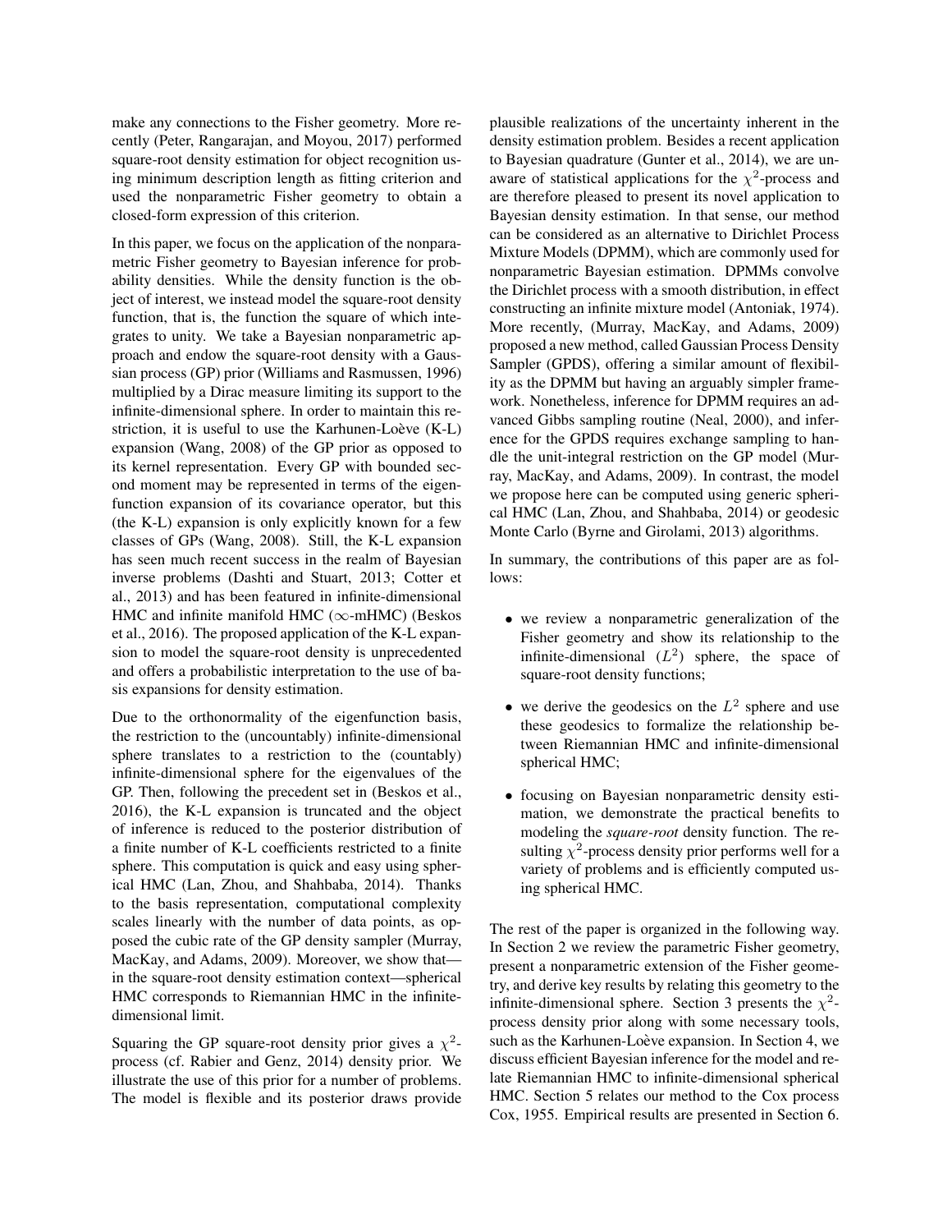make any connections to the Fisher geometry. More recently (Peter, Rangarajan, and Moyou, 2017) performed square-root density estimation for object recognition using minimum description length as fitting criterion and used the nonparametric Fisher geometry to obtain a closed-form expression of this criterion.

In this paper, we focus on the application of the nonparametric Fisher geometry to Bayesian inference for probability densities. While the density function is the object of interest, we instead model the square-root density function, that is, the function the square of which integrates to unity. We take a Bayesian nonparametric approach and endow the square-root density with a Gaussian process (GP) prior (Williams and Rasmussen, 1996) multiplied by a Dirac measure limiting its support to the infinite-dimensional sphere. In order to maintain this restriction, it is useful to use the Karhunen-Loève (K-L) expansion (Wang, 2008) of the GP prior as opposed to its kernel representation. Every GP with bounded second moment may be represented in terms of the eigenfunction expansion of its covariance operator, but this (the K-L) expansion is only explicitly known for a few classes of GPs (Wang, 2008). Still, the K-L expansion has seen much recent success in the realm of Bayesian inverse problems (Dashti and Stuart, 2013; Cotter et al., 2013) and has been featured in infinite-dimensional HMC and infinite manifold HMC ($\infty$-mHMC) (Beskos et al., 2016). The proposed application of the K-L expansion to model the square-root density is unprecedented and offers a probabilistic interpretation to the use of basis expansions for density estimation.

Due to the orthonormality of the eigenfunction basis, the restriction to the (uncountably) infinite-dimensional sphere translates to a restriction to the (countably) infinite-dimensional sphere for the eigenvalues of the GP. Then, following the precedent set in (Beskos et al., 2016), the K-L expansion is truncated and the object of inference is reduced to the posterior distribution of a finite number of K-L coefficients restricted to a finite sphere. This computation is quick and easy using spherical HMC (Lan, Zhou, and Shahbaba, 2014). Thanks to the basis representation, computational complexity scales linearly with the number of data points, as opposed the cubic rate of the GP density sampler (Murray, MacKay, and Adams, 2009). Moreover, we show that—in the square-root density estimation context—spherical HMC corresponds to Riemannian HMC in the infinite-dimensional limit.

Squaring the GP square-root density prior gives a $\chi^2$-process (cf. Rabier and Genz, 2014) density prior. We illustrate the use of this prior for a number of problems. The model is flexible and its posterior draws provide plausible realizations of the uncertainty inherent in the density estimation problem. Besides a recent application to Bayesian quadrature (Gunter et al., 2014), we are unaware of statistical applications for the $\chi^2$-process and are therefore pleased to present its novel application to Bayesian density estimation. In that sense, our method can be considered as an alternative to Dirichlet Process Mixture Models (DPMM), which are commonly used for nonparametric Bayesian estimation. DPMMs convolve the Dirichlet process with a smooth distribution, in effect constructing an infinite mixture model (Antoniak, 1974). More recently, (Murray, MacKay, and Adams, 2009) proposed a new method, called Gaussian Process Density Sampler (GPDS), offering a similar amount of flexibility as the DPMM but having an arguably simpler framework. Nonetheless, inference for DPMM requires an advanced Gibbs sampling routine (Neal, 2000), and inference for the GPDS requires exchange sampling to handle the unit-integral restriction on the GP model (Murray, MacKay, and Adams, 2009). In contrast, the model we propose here can be computed using generic spherical HMC (Lan, Zhou, and Shahbaba, 2014) or geodesic Monte Carlo (Byrne and Girolami, 2013) algorithms.

In summary, the contributions of this paper are as follows:

- we review a nonparametric generalization of the Fisher geometry and show its relationship to the infinite-dimensional ($L^2$) sphere, the space of square-root density functions;
- we derive the geodesics on the $L^2$ sphere and use these geodesics to formalize the relationship between Riemannian HMC and infinite-dimensional spherical HMC;
- focusing on Bayesian nonparametric density estimation, we demonstrate the practical benefits to modeling the *square-root* density function. The resulting $\chi^2$-process density prior performs well for a variety of problems and is efficiently computed using spherical HMC.

The rest of the paper is organized in the following way. In Section 2 we review the parametric Fisher geometry, present a nonparametric extension of the Fisher geometry, and derive key results by relating this geometry to the infinite-dimensional sphere. Section 3 presents the $\chi^2$-process density prior along with some necessary tools, such as the Karhunen-Loève expansion. In Section 4, we discuss efficient Bayesian inference for the model and relate Riemannian HMC to infinite-dimensional spherical HMC. Section 5 relates our method to the Cox process Cox, 1955. Empirical results are presented in Section 6.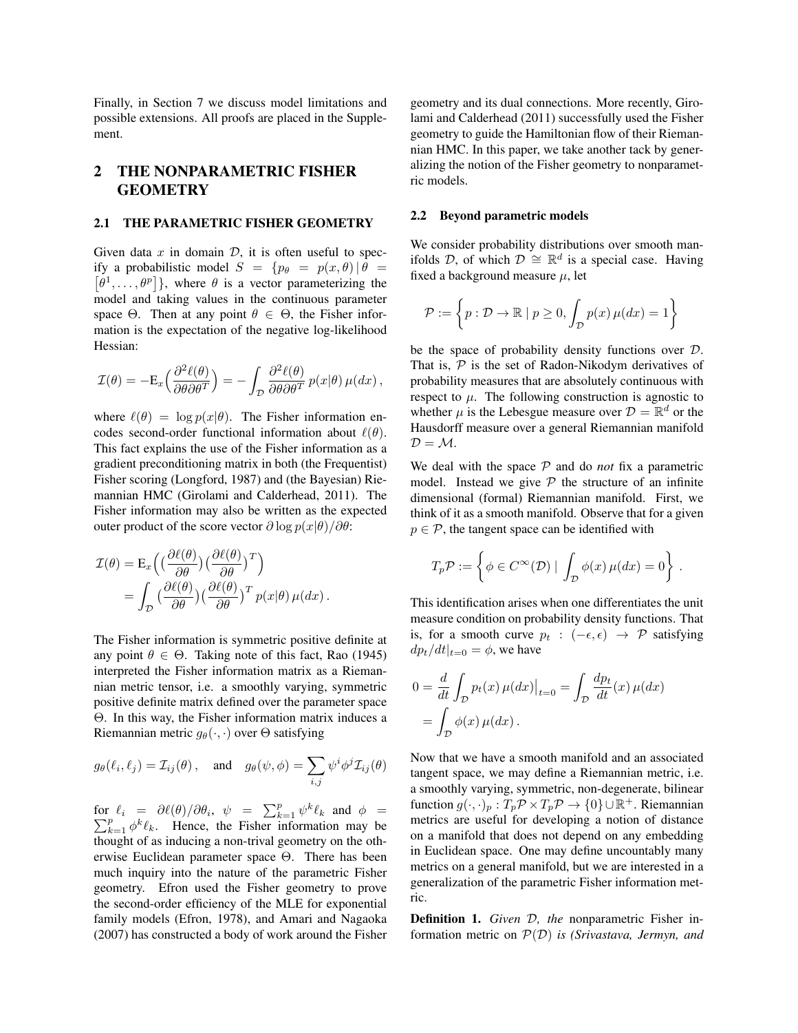Finally, in Section 7 we discuss model limitations and possible extensions. All proofs are placed in the Supplement.

## 2 THE NONPARAMETRIC FISHER GEOMETRY

### 2.1 THE PARAMETRIC FISHER GEOMETRY

Given data $x$ in domain $\mathcal{D}$, it is often useful to specify a probabilistic model $S = \{p_\theta = p(x, \theta) \,|\, \theta = [\theta^1, \ldots, \theta^p]\}$, where $\theta$ is a vector parameterizing the model and taking values in the continuous parameter space $\Theta$. Then at any point $\theta \in \Theta$, the Fisher information is the expectation of the negative log-likelihood Hessian:

$$\mathcal{I}(\theta) = -\mathrm{E}_x\Big(\frac{\partial^2 \ell(\theta)}{\partial\theta\partial\theta^T}\Big) = -\int_{\mathcal{D}} \frac{\partial^2 \ell(\theta)}{\partial\theta\partial\theta^T}\, p(x|\theta)\, \mu(dx)\,,$$

where $\ell(\theta) = \log p(x|\theta)$. The Fisher information encodes second-order functional information about $\ell(\theta)$. This fact explains the use of the Fisher information as a gradient preconditioning matrix in both (the Frequentist) Fisher scoring (Longford, 1987) and (the Bayesian) Riemannian HMC (Girolami and Calderhead, 2011). The Fisher information may also be written as the expected outer product of the score vector $\partial \log p(x|\theta)/\partial\theta$:

$$\begin{aligned}\mathcal{I}(\theta) &= \mathrm{E}_x\Big(\big(\frac{\partial\ell(\theta)}{\partial\theta}\big)\big(\frac{\partial\ell(\theta)}{\partial\theta}\big)^T\Big) \\ &= \int_{\mathcal{D}} \big(\frac{\partial\ell(\theta)}{\partial\theta}\big)\big(\frac{\partial\ell(\theta)}{\partial\theta}\big)^T\, p(x|\theta)\, \mu(dx)\,.\end{aligned}$$

The Fisher information is symmetric positive definite at any point $\theta \in \Theta$. Taking note of this fact, Rao (1945) interpreted the Fisher information matrix as a Riemannian metric tensor, i.e. a smoothly varying, symmetric positive definite matrix defined over the parameter space $\Theta$. In this way, the Fisher information matrix induces a Riemannian metric $g_\theta(\cdot,\cdot)$ over $\Theta$ satisfying

$$g_\theta(\ell_i, \ell_j) = \mathcal{I}_{ij}(\theta)\,, \quad \text{and} \quad g_\theta(\psi, \phi) = \sum_{i,j} \psi^i \phi^j \mathcal{I}_{ij}(\theta)$$

for $\ell_i = \partial\ell(\theta)/\partial\theta_i$, $\psi = \sum_{k=1}^p \psi^k \ell_k$ and $\phi = \sum_{k=1}^p \phi^k \ell_k$. Hence, the Fisher information may be thought of as inducing a non-trival geometry on the otherwise Euclidean parameter space $\Theta$. There has been much inquiry into the nature of the parametric Fisher geometry. Efron used the Fisher geometry to prove the second-order efficiency of the MLE for exponential family models (Efron, 1978), and Amari and Nagaoka (2007) has constructed a body of work around the Fisher geometry and its dual connections. More recently, Girolami and Calderhead (2011) successfully used the Fisher geometry to guide the Hamiltonian flow of their Riemannian HMC. In this paper, we take another tack by generalizing the notion of the Fisher geometry to nonparametric models.

### 2.2 Beyond parametric models

We consider probability distributions over smooth manifolds $\mathcal{D}$, of which $\mathcal{D} \cong \mathbb{R}^d$ is a special case. Having fixed a background measure $\mu$, let

$$\mathcal{P} := \left\{ p : \mathcal{D} \to \mathbb{R} \mid p \geq 0, \int_{\mathcal{D}} p(x)\, \mu(dx) = 1 \right\}$$

be the space of probability density functions over $\mathcal{D}$. That is, $\mathcal{P}$ is the set of Radon-Nikodym derivatives of probability measures that are absolutely continuous with respect to $\mu$. The following construction is agnostic to whether $\mu$ is the Lebesgue measure over $\mathcal{D} = \mathbb{R}^d$ or the Hausdorff measure over a general Riemannian manifold $\mathcal{D} = \mathcal{M}$.

We deal with the space $\mathcal{P}$ and do *not* fix a parametric model. Instead we give $\mathcal{P}$ the structure of an infinite dimensional (formal) Riemannian manifold. First, we think of it as a smooth manifold. Observe that for a given $p \in \mathcal{P}$, the tangent space can be identified with

$$T_p\mathcal{P} := \left\{ \phi \in C^\infty(\mathcal{D}) \mid \int_{\mathcal{D}} \phi(x)\, \mu(dx) = 0 \right\}.$$

This identification arises when one differentiates the unit measure condition on probability density functions. That is, for a smooth curve $p_t : (-\epsilon, \epsilon) \to \mathcal{P}$ satisfying $dp_t/dt|_{t=0} = \phi$, we have

$$\begin{aligned}0 &= \frac{d}{dt}\int_{\mathcal{D}} p_t(x)\, \mu(dx)\big|_{t=0} = \int_{\mathcal{D}} \frac{dp_t}{dt}(x)\, \mu(dx) \\ &= \int_{\mathcal{D}} \phi(x)\, \mu(dx)\,.\end{aligned}$$

Now that we have a smooth manifold and an associated tangent space, we may define a Riemannian metric, i.e. a smoothly varying, symmetric, non-degenerate, bilinear function $g(\cdot,\cdot)_p : T_p\mathcal{P} \times T_p\mathcal{P} \to \{0\} \cup \mathbb{R}^+$. Riemannian metrics are useful for developing a notion of distance on a manifold that does not depend on any embedding in Euclidean space. One may define uncountably many metrics on a general manifold, but we are interested in a generalization of the parametric Fisher information metric.

**Definition 1.** *Given $\mathcal{D}$, the* nonparametric Fisher information metric *on $\mathcal{P}(\mathcal{D})$ is (Srivastava, Jermyn, and*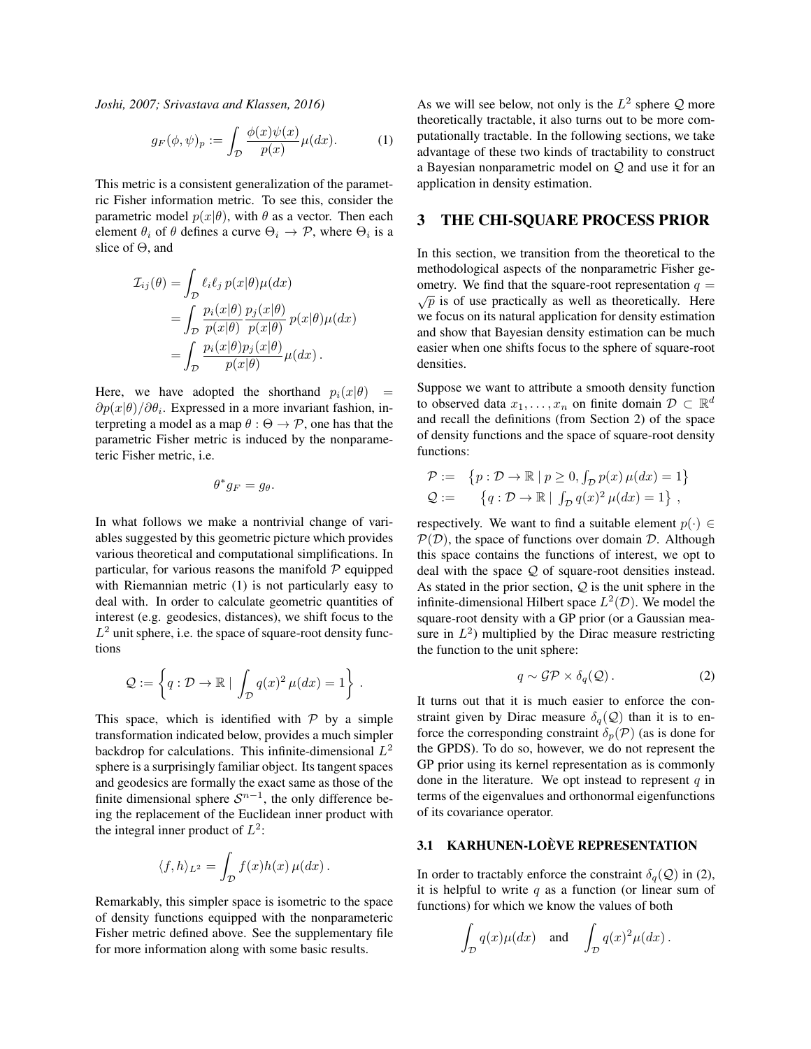*Joshi, 2007; Srivastava and Klassen, 2016)*

$$g_F(\phi, \psi)_p := \int_{\mathcal{D}} \frac{\phi(x)\psi(x)}{p(x)} \mu(dx). \tag{1}$$

This metric is a consistent generalization of the parametric Fisher information metric. To see this, consider the parametric model $p(x|\theta)$, with $\theta$ as a vector. Then each element $\theta_i$ of $\theta$ defines a curve $\Theta_i \to \mathcal{P}$, where $\Theta_i$ is a slice of $\Theta$, and

$$\begin{aligned}
\mathcal{I}_{ij}(\theta) &= \int_{\mathcal{D}} \ell_i \ell_j \, p(x|\theta)\mu(dx) \\
&= \int_{\mathcal{D}} \frac{p_i(x|\theta)}{p(x|\theta)} \frac{p_j(x|\theta)}{p(x|\theta)} \, p(x|\theta)\mu(dx) \\
&= \int_{\mathcal{D}} \frac{p_i(x|\theta) p_j(x|\theta)}{p(x|\theta)} \mu(dx) \, .
\end{aligned}$$

Here, we have adopted the shorthand $p_i(x|\theta) = \partial p(x|\theta)/\partial\theta_i$. Expressed in a more invariant fashion, interpreting a model as a map $\theta : \Theta \to \mathcal{P}$, one has that the parametric Fisher metric is induced by the nonparameteric Fisher metric, i.e.

$$\theta^* g_F = g_\theta.$$

In what follows we make a nontrivial change of variables suggested by this geometric picture which provides various theoretical and computational simplifications. In particular, for various reasons the manifold $\mathcal{P}$ equipped with Riemannian metric (1) is not particularly easy to deal with. In order to calculate geometric quantities of interest (e.g. geodesics, distances), we shift focus to the $L^2$ unit sphere, i.e. the space of square-root density functions

$$\mathcal{Q} := \left\{ q : \mathcal{D} \to \mathbb{R} \mid \int_{\mathcal{D}} q(x)^2 \, \mu(dx) = 1 \right\} .$$

This space, which is identified with $\mathcal{P}$ by a simple transformation indicated below, provides a much simpler backdrop for calculations. This infinite-dimensional $L^2$ sphere is a surprisingly familiar object. Its tangent spaces and geodesics are formally the exact same as those of the finite dimensional sphere $\mathcal{S}^{n-1}$, the only difference being the replacement of the Euclidean inner product with the integral inner product of $L^2$:

$$\langle f, h \rangle_{L^2} = \int_{\mathcal{D}} f(x)h(x) \, \mu(dx) \, .$$

Remarkably, this simpler space is isometric to the space of density functions equipped with the nonparameteric Fisher metric defined above. See the supplementary file for more information along with some basic results.

As we will see below, not only is the $L^2$ sphere $\mathcal{Q}$ more theoretically tractable, it also turns out to be more computationally tractable. In the following sections, we take advantage of these two kinds of tractability to construct a Bayesian nonparametric model on $\mathcal{Q}$ and use it for an application in density estimation.

## 3 THE CHI-SQUARE PROCESS PRIOR

In this section, we transition from the theoretical to the methodological aspects of the nonparametric Fisher geometry. We find that the square-root representation $q = \sqrt{p}$ is of use practically as well as theoretically. Here we focus on its natural application for density estimation and show that Bayesian density estimation can be much easier when one shifts focus to the sphere of square-root densities.

Suppose we want to attribute a smooth density function to observed data $x_1, \ldots, x_n$ on finite domain $\mathcal{D} \subset \mathbb{R}^d$ and recall the definitions (from Section 2) of the space of density functions and the space of square-root density functions:

$$\begin{aligned}
\mathcal{P} &:= \left\{ p : \mathcal{D} \to \mathbb{R} \mid p \geq 0, \textstyle\int_{\mathcal{D}} p(x) \, \mu(dx) = 1 \right\} \\
\mathcal{Q} &:= \left\{ q : \mathcal{D} \to \mathbb{R} \mid \textstyle\int_{\mathcal{D}} q(x)^2 \, \mu(dx) = 1 \right\} ,
\end{aligned}$$

respectively. We want to find a suitable element $p(\cdot) \in \mathcal{P}(\mathcal{D})$, the space of functions over domain $\mathcal{D}$. Although this space contains the functions of interest, we opt to deal with the space $\mathcal{Q}$ of square-root densities instead. As stated in the prior section, $\mathcal{Q}$ is the unit sphere in the infinite-dimensional Hilbert space $L^2(\mathcal{D})$. We model the square-root density with a GP prior (or a Gaussian measure in $L^2$) multiplied by the Dirac measure restricting the function to the unit sphere:

$$q \sim \mathcal{GP} \times \delta_q(\mathcal{Q}) \, . \tag{2}$$

It turns out that it is much easier to enforce the constraint given by Dirac measure $\delta_q(\mathcal{Q})$ than it is to enforce the corresponding constraint $\delta_p(\mathcal{P})$ (as is done for the GPDS). To do so, however, we do not represent the GP prior using its kernel representation as is commonly done in the literature. We opt instead to represent $q$ in terms of the eigenvalues and orthonormal eigenfunctions of its covariance operator.

### 3.1 KARHUNEN-LOÈVE REPRESENTATION

In order to tractably enforce the constraint $\delta_q(\mathcal{Q})$ in (2), it is helpful to write $q$ as a function (or linear sum of functions) for which we know the values of both

$$\int_{\mathcal{D}} q(x)\mu(dx) \quad \text{and} \quad \int_{\mathcal{D}} q(x)^2 \mu(dx) \, .$$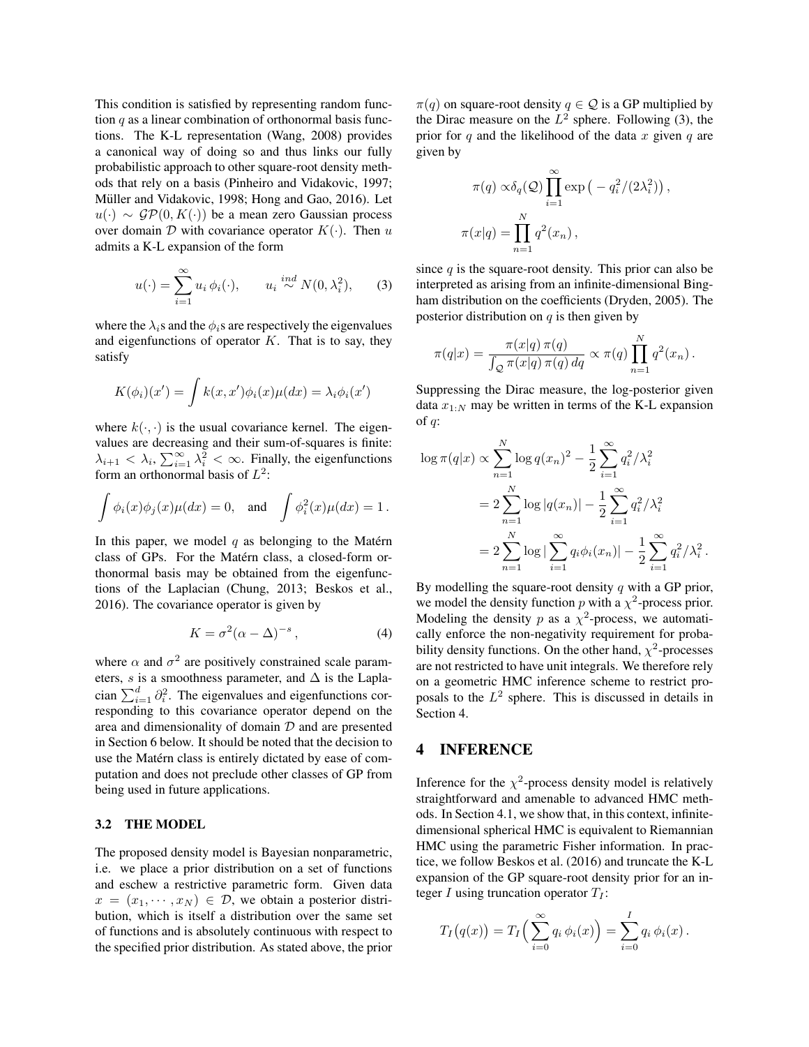This condition is satisfied by representing random function $q$ as a linear combination of orthonormal basis functions. The K-L representation (Wang, 2008) provides a canonical way of doing so and thus links our fully probabilistic approach to other square-root density methods that rely on a basis (Pinheiro and Vidakovic, 1997; Müller and Vidakovic, 1998; Hong and Gao, 2016). Let $u(\cdot) \sim \mathcal{GP}(0, K(\cdot))$ be a mean zero Gaussian process over domain $\mathcal{D}$ with covariance operator $K(\cdot)$. Then $u$ admits a K-L expansion of the form

$$u(\cdot) = \sum_{i=1}^{\infty} u_i \, \phi_i(\cdot), \qquad u_i \overset{ind}{\sim} N(0, \lambda_i^2), \qquad (3)$$

where the $\lambda_i$s and the $\phi_i$s are respectively the eigenvalues and eigenfunctions of operator $K$. That is to say, they satisfy

$$K(\phi_i)(x') = \int k(x, x') \phi_i(x) \mu(dx) = \lambda_i \phi_i(x')$$

where $k(\cdot, \cdot)$ is the usual covariance kernel. The eigenvalues are decreasing and their sum-of-squares is finite: $\lambda_{i+1} < \lambda_i, \sum_{i=1}^{\infty} \lambda_i^2 < \infty$. Finally, the eigenfunctions form an orthonormal basis of $L^2$:

$$\int \phi_i(x)\phi_j(x)\mu(dx) = 0, \quad \text{and} \quad \int \phi_i^2(x)\mu(dx) = 1 \, .$$

In this paper, we model $q$ as belonging to the Matérn class of GPs. For the Matérn class, a closed-form orthonormal basis may be obtained from the eigenfunctions of the Laplacian (Chung, 2013; Beskos et al., 2016). The covariance operator is given by

$$K = \sigma^2(\alpha - \Delta)^{-s} \, , \qquad (4)$$

where $\alpha$ and $\sigma^2$ are positively constrained scale parameters, $s$ is a smoothness parameter, and $\Delta$ is the Laplacian $\sum_{i=1}^{d} \partial_i^2$. The eigenvalues and eigenfunctions corresponding to this covariance operator depend on the area and dimensionality of domain $\mathcal{D}$ and are presented in Section 6 below. It should be noted that the decision to use the Matérn class is entirely dictated by ease of computation and does not preclude other classes of GP from being used in future applications.

### 3.2 THE MODEL

The proposed density model is Bayesian nonparametric, i.e. we place a prior distribution on a set of functions and eschew a restrictive parametric form. Given data $x = (x_1, \cdots, x_N) \in \mathcal{D}$, we obtain a posterior distribution, which is itself a distribution over the same set of functions and is absolutely continuous with respect to the specified prior distribution. As stated above, the prior $\pi(q)$ on square-root density $q \in \mathcal{Q}$ is a GP multiplied by the Dirac measure on the $L^2$ sphere. Following (3), the prior for $q$ and the likelihood of the data $x$ given $q$ are given by

$$\pi(q) \propto \delta_q(\mathcal{Q}) \prod_{i=1}^{\infty} \exp\big( - q_i^2/(2\lambda_i^2) \big) \, ,$$
$$\pi(x|q) = \prod_{n=1}^{N} q^2(x_n) \, ,$$

since $q$ is the square-root density. This prior can also be interpreted as arising from an infinite-dimensional Bingham distribution on the coefficients (Dryden, 2005). The posterior distribution on $q$ is then given by

$$\pi(q|x) = \frac{\pi(x|q)\, \pi(q)}{\int_{\mathcal{Q}} \pi(x|q)\, \pi(q)\, dq} \propto \pi(q) \prod_{n=1}^{N} q^2(x_n) \, .$$

Suppressing the Dirac measure, the log-posterior given data $x_{1:N}$ may be written in terms of the K-L expansion of $q$:

$$\begin{aligned} \log \pi(q|x) &\propto \sum_{n=1}^{N} \log q(x_n)^2 - \frac{1}{2} \sum_{i=1}^{\infty} q_i^2/\lambda_i^2 \\ &= 2 \sum_{n=1}^{N} \log |q(x_n)| - \frac{1}{2} \sum_{i=1}^{\infty} q_i^2/\lambda_i^2 \\ &= 2 \sum_{n=1}^{N} \log |\sum_{i=1}^{\infty} q_i \phi_i(x_n)| - \frac{1}{2} \sum_{i=1}^{\infty} q_i^2/\lambda_i^2 \, . \end{aligned}$$

By modelling the square-root density $q$ with a GP prior, we model the density function $p$ with a $\chi^2$-process prior. Modeling the density $p$ as a $\chi^2$-process, we automatically enforce the non-negativity requirement for probability density functions. On the other hand, $\chi^2$-processes are not restricted to have unit integrals. We therefore rely on a geometric HMC inference scheme to restrict proposals to the $L^2$ sphere. This is discussed in details in Section 4.

## 4 INFERENCE

Inference for the $\chi^2$-process density model is relatively straightforward and amenable to advanced HMC methods. In Section 4.1, we show that, in this context, infinite-dimensional spherical HMC is equivalent to Riemannian HMC using the parametric Fisher information. In practice, we follow Beskos et al. (2016) and truncate the K-L expansion of the GP square-root density prior for an integer $I$ using truncation operator $T_I$:

$$T_I\big(q(x)\big) = T_I\Big(\sum_{i=0}^{\infty} q_i \, \phi_i(x)\Big) = \sum_{i=0}^{I} q_i \, \phi_i(x) \, .$$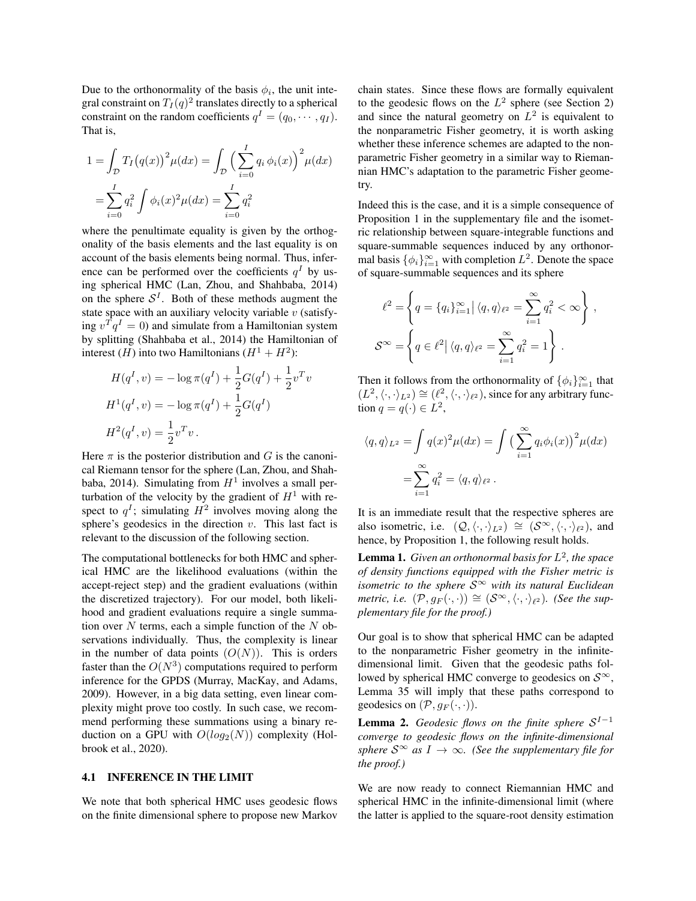Due to the orthonormality of the basis $\phi_i$, the unit integral constraint on $T_I(q)^2$ translates directly to a spherical constraint on the random coefficients $q^I = (q_0, \cdots, q_I)$. That is,

$$
\begin{aligned}
1 &= \int_{\mathcal{D}} T_I\big(q(x)\big)^2 \mu(dx) = \int_{\mathcal{D}} \Big( \sum_{i=0}^{I} q_i \, \phi_i(x) \Big)^2 \mu(dx) \\
&= \sum_{i=0}^{I} q_i^2 \int \phi_i(x)^2 \mu(dx) = \sum_{i=0}^{I} q_i^2
\end{aligned}
$$

where the penultimate equality is given by the orthogonality of the basis elements and the last equality is on account of the basis elements being normal. Thus, inference can be performed over the coefficients $q^I$ by using spherical HMC (Lan, Zhou, and Shahbaba, 2014) on the sphere $\mathcal{S}^I$. Both of these methods augment the state space with an auxiliary velocity variable $v$ (satisfying $v^T q^I = 0$) and simulate from a Hamiltonian system by splitting (Shahbaba et al., 2014) the Hamiltonian of interest ($H$) into two Hamiltonians ($H^1 + H^2$):

$$
\begin{aligned}
H(q^I, v) &= -\log \pi(q^I) + \frac{1}{2} G(q^I) + \frac{1}{2} v^T v \\
H^1(q^I, v) &= -\log \pi(q^I) + \frac{1}{2} G(q^I) \\
H^2(q^I, v) &= \frac{1}{2} v^T v \, .
\end{aligned}
$$

Here $\pi$ is the posterior distribution and $G$ is the canonical Riemann tensor for the sphere (Lan, Zhou, and Shahbaba, 2014). Simulating from $H^1$ involves a small perturbation of the velocity by the gradient of $H^1$ with respect to $q^I$; simulating $H^2$ involves moving along the sphere's geodesics in the direction $v$. This last fact is relevant to the discussion of the following section.

The computational bottlenecks for both HMC and spherical HMC are the likelihood evaluations (within the accept-reject step) and the gradient evaluations (within the discretized trajectory). For our model, both likelihood and gradient evaluations require a single summation over $N$ terms, each a simple function of the $N$ observations individually. Thus, the complexity is linear in the number of data points ($O(N)$). This is orders faster than the $O(N^3)$ computations required to perform inference for the GPDS (Murray, MacKay, and Adams, 2009). However, in a big data setting, even linear complexity might prove too costly. In such case, we recommend performing these summations using a binary reduction on a GPU with $O(log_2(N))$ complexity (Holbrook et al., 2020).

### 4.1 INFERENCE IN THE LIMIT

We note that both spherical HMC uses geodesic flows on the finite dimensional sphere to propose new Markov chain states. Since these flows are formally equivalent to the geodesic flows on the $L^2$ sphere (see Section 2) and since the natural geometry on $L^2$ is equivalent to the nonparametric Fisher geometry, it is worth asking whether these inference schemes are adapted to the nonparametric Fisher geometry in a similar way to Riemannian HMC's adaptation to the parametric Fisher geometry.

Indeed this is the case, and it is a simple consequence of Proposition 1 in the supplementary file and the isometric relationship between square-integrable functions and square-summable sequences induced by any orthonormal basis $\{\phi_i\}_{i=1}^{\infty}$ with completion $L^2$. Denote the space of square-summable sequences and its sphere

$$
\ell^2 = \left\{ q = \{q_i\}_{i=1}^{\infty} \big| \, \langle q, q \rangle_{\ell^2} = \sum_{i=1}^{\infty} q_i^2 < \infty \right\} ,
$$

$$
\mathcal{S}^{\infty} = \left\{ q \in \ell^2 \big| \, \langle q, q \rangle_{\ell^2} = \sum_{i=1}^{\infty} q_i^2 = 1 \right\} .
$$

Then it follows from the orthonormality of $\{\phi_i\}_{i=1}^{\infty}$ that $(L^2, \langle \cdot, \cdot \rangle_{L^2}) \cong (\ell^2, \langle \cdot, \cdot \rangle_{\ell^2})$, since for any arbitrary function $q = q(\cdot) \in L^2$,

$$
\begin{aligned}
\langle q, q \rangle_{L^2} &= \int q(x)^2 \mu(dx) = \int \big( \sum_{i=1}^{\infty} q_i \phi_i(x) \big)^2 \mu(dx) \\
&= \sum_{i=1}^{\infty} q_i^2 = \langle q, q \rangle_{\ell^2} \, .
\end{aligned}
$$

It is an immediate result that the respective spheres are also isometric, i.e. $(\mathcal{Q}, \langle \cdot, \cdot \rangle_{L^2}) \cong (\mathcal{S}^{\infty}, \langle \cdot, \cdot \rangle_{\ell^2})$, and hence, by Proposition 1, the following result holds.

**Lemma 1.** *Given an orthonormal basis for $L^2$, the space of density functions equipped with the Fisher metric is isometric to the sphere $\mathcal{S}^{\infty}$ with its natural Euclidean metric, i.e. $(\mathcal{P}, g_F(\cdot, \cdot)) \cong (\mathcal{S}^{\infty}, \langle \cdot, \cdot \rangle_{\ell^2})$. (See the supplementary file for the proof.)*

Our goal is to show that spherical HMC can be adapted to the nonparametric Fisher geometry in the infinite-dimensional limit. Given that the geodesic paths followed by spherical HMC converge to geodesics on $\mathcal{S}^{\infty}$, Lemma 35 will imply that these paths correspond to geodesics on $(\mathcal{P}, g_F(\cdot, \cdot))$.

**Lemma 2.** *Geodesic flows on the finite sphere $\mathcal{S}^{I-1}$ converge to geodesic flows on the infinite-dimensional sphere $\mathcal{S}^{\infty}$ as $I \to \infty$. (See the supplementary file for the proof.)*

We are now ready to connect Riemannian HMC and spherical HMC in the infinite-dimensional limit (where the latter is applied to the square-root density estimation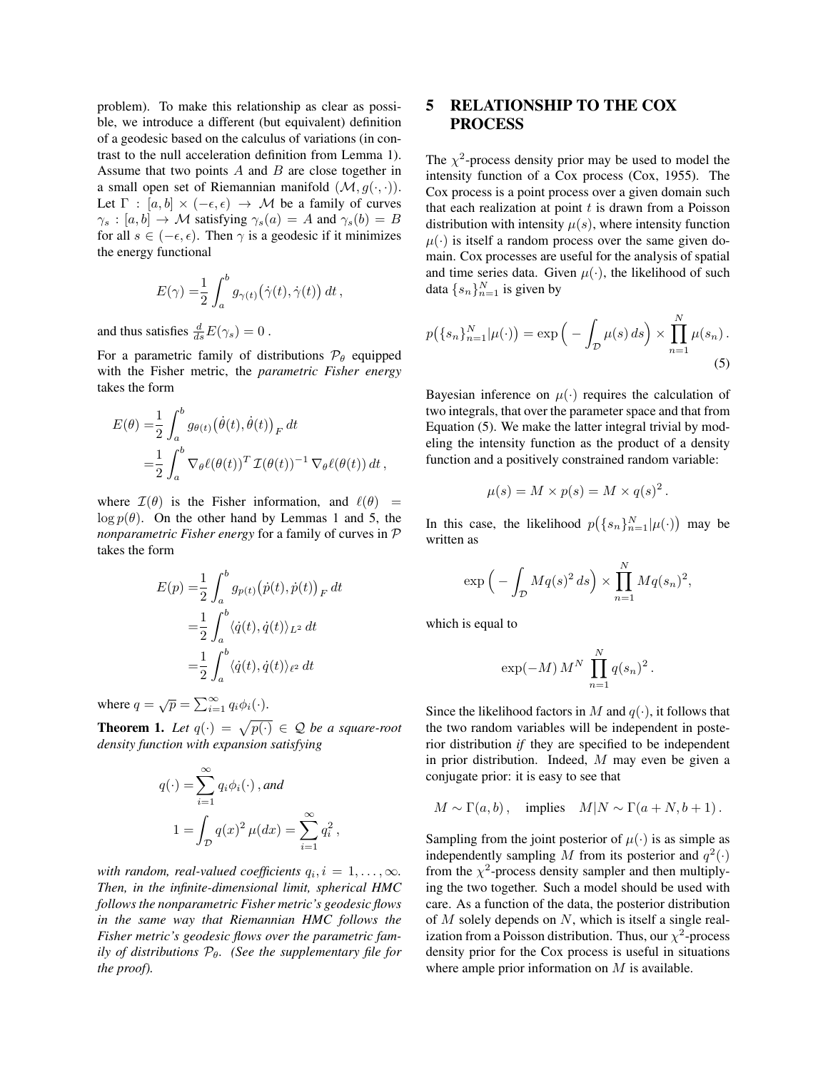problem). To make this relationship as clear as possible, we introduce a different (but equivalent) definition of a geodesic based on the calculus of variations (in contrast to the null acceleration definition from Lemma 1). Assume that two points $A$ and $B$ are close together in a small open set of Riemannian manifold $(\mathcal{M}, g(\cdot, \cdot))$. Let $\Gamma : [a, b] \times (-\epsilon, \epsilon) \to \mathcal{M}$ be a family of curves $\gamma_s : [a, b] \to \mathcal{M}$ satisfying $\gamma_s(a) = A$ and $\gamma_s(b) = B$ for all $s \in (-\epsilon, \epsilon)$. Then $\gamma$ is a geodesic if it minimizes the energy functional

$$E(\gamma) = \frac{1}{2} \int_a^b g_{\gamma(t)}\big(\dot{\gamma}(t), \dot{\gamma}(t)\big)\, dt\,,$$

and thus satisfies $\frac{d}{ds} E(\gamma_s) = 0$ .

For a parametric family of distributions $\mathcal{P}_\theta$ equipped with the Fisher metric, the *parametric Fisher energy* takes the form

$$\begin{aligned} E(\theta) =& \frac{1}{2} \int_a^b g_{\theta(t)}\big(\dot{\theta}(t), \dot{\theta}(t)\big)_F\, dt \\ =& \frac{1}{2} \int_a^b \nabla_\theta \ell(\theta(t))^T\, \mathcal{I}(\theta(t))^{-1}\, \nabla_\theta \ell(\theta(t))\, dt\,, \end{aligned}$$

where $\mathcal{I}(\theta)$ is the Fisher information, and $\ell(\theta) = \log p(\theta)$. On the other hand by Lemmas 1 and 5, the *nonparametric Fisher energy* for a family of curves in $\mathcal{P}$ takes the form

$$\begin{aligned} E(p) =& \frac{1}{2} \int_a^b g_{p(t)}\big(\dot{p}(t), \dot{p}(t)\big)_F\, dt \\ =& \frac{1}{2} \int_a^b \langle \dot{q}(t), \dot{q}(t) \rangle_{L^2}\, dt \\ =& \frac{1}{2} \int_a^b \langle \dot{q}(t), \dot{q}(t) \rangle_{\ell^2}\, dt \end{aligned}$$

where $q = \sqrt{p} = \sum_{i=1}^\infty q_i \phi_i(\cdot)$.

**Theorem 1.** *Let $q(\cdot) = \sqrt{p(\cdot)} \in \mathcal{Q}$ be a square-root density function with expansion satisfying*

$$\begin{aligned} q(\cdot) =& \sum_{i=1}^\infty q_i \phi_i(\cdot)\,, \textit{and} \\ 1 =& \int_{\mathcal{D}} q(x)^2\, \mu(dx) = \sum_{i=1}^\infty q_i^2\,, \end{aligned}$$

*with random, real-valued coefficients $q_i, i = 1, \ldots, \infty$. Then, in the infinite-dimensional limit, spherical HMC follows the nonparametric Fisher metric's geodesic flows in the same way that Riemannian HMC follows the Fisher metric's geodesic flows over the parametric family of distributions $\mathcal{P}_\theta$. (See the supplementary file for the proof).*

# 5 RELATIONSHIP TO THE COX PROCESS

The $\chi^2$-process density prior may be used to model the intensity function of a Cox process (Cox, 1955). The Cox process is a point process over a given domain such that each realization at point $t$ is drawn from a Poisson distribution with intensity $\mu(s)$, where intensity function $\mu(\cdot)$ is itself a random process over the same given domain. Cox processes are useful for the analysis of spatial and time series data. Given $\mu(\cdot)$, the likelihood of such data $\{s_n\}_{n=1}^N$ is given by

$$p\big(\{s_n\}_{n=1}^N | \mu(\cdot)\big) = \exp\Big( - \int_{\mathcal{D}} \mu(s)\, ds \Big) \times \prod_{n=1}^N \mu(s_n)\,. \tag{5}$$

Bayesian inference on $\mu(\cdot)$ requires the calculation of two integrals, that over the parameter space and that from Equation (5). We make the latter integral trivial by modeling the intensity function as the product of a density function and a positively constrained random variable:

$$\mu(s) = M \times p(s) = M \times q(s)^2\,.$$

In this case, the likelihood $p\big(\{s_n\}_{n=1}^N | \mu(\cdot)\big)$ may be written as

$$\exp\Big( - \int_{\mathcal{D}} M q(s)^2\, ds \Big) \times \prod_{n=1}^N M q(s_n)^2,$$

which is equal to

$$\exp(-M)\, M^N\, \prod_{n=1}^N q(s_n)^2\,.$$

Since the likelihood factors in $M$ and $q(\cdot)$, it follows that the two random variables will be independent in posterior distribution *if* they are specified to be independent in prior distribution. Indeed, $M$ may even be given a conjugate prior: it is easy to see that

$$M \sim \Gamma(a, b)\,, \quad \text{implies} \quad M|N \sim \Gamma(a + N, b + 1)\,.$$

Sampling from the joint posterior of $\mu(\cdot)$ is as simple as independently sampling $M$ from its posterior and $q^2(\cdot)$ from the $\chi^2$-process density sampler and then multiplying the two together. Such a model should be used with care. As a function of the data, the posterior distribution of $M$ solely depends on $N$, which is itself a single realization from a Poisson distribution. Thus, our $\chi^2$-process density prior for the Cox process is useful in situations where ample prior information on $M$ is available.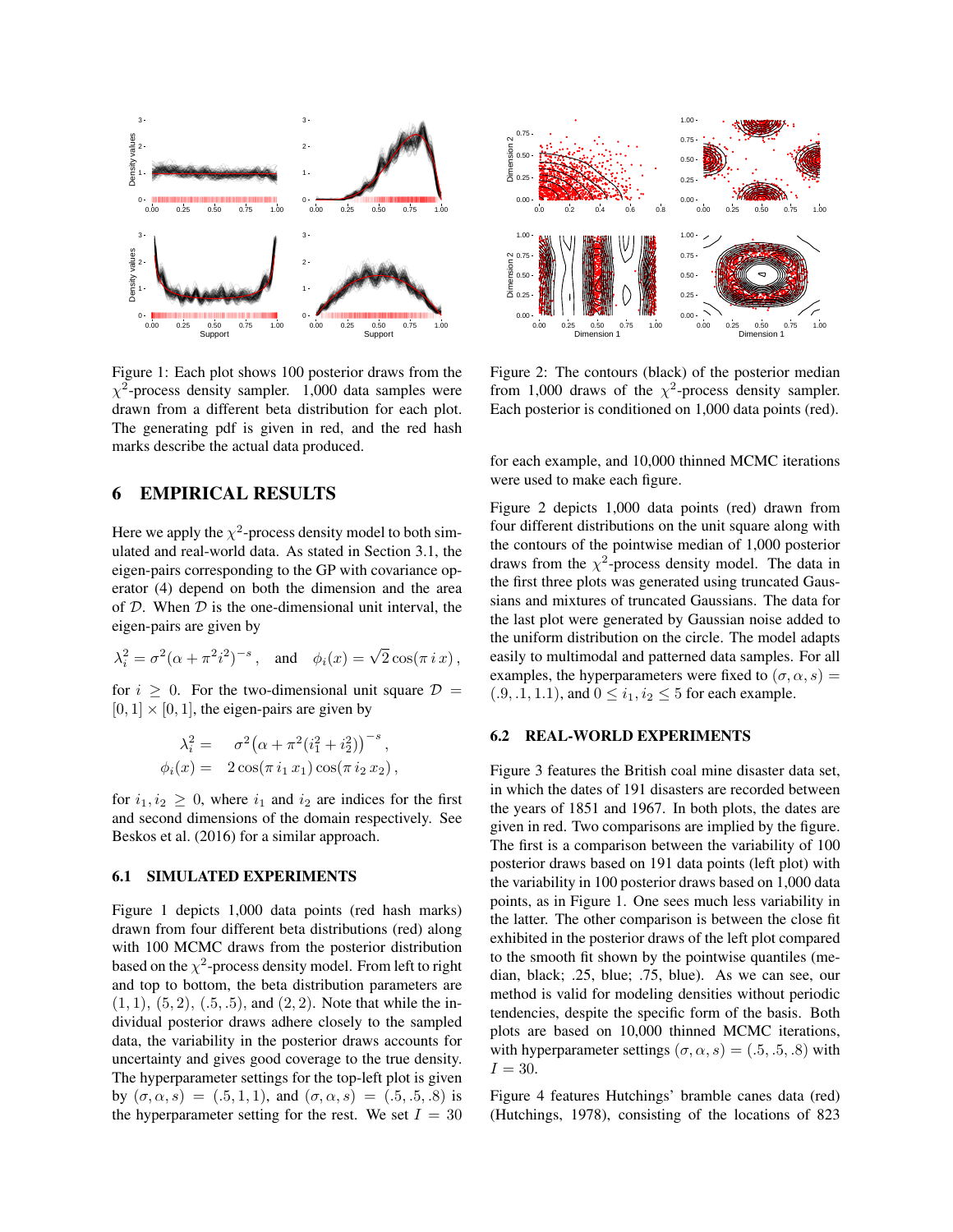Figure 1: Each plot shows 100 posterior draws from the $\chi^2$-process density sampler. 1,000 data samples were drawn from a different beta distribution for each plot. The generating pdf is given in red, and the red hash marks describe the actual data produced.

Figure 2: The contours (black) of the posterior median from 1,000 draws of the $\chi^2$-process density sampler. Each posterior is conditioned on 1,000 data points (red).

## 6 EMPIRICAL RESULTS

Here we apply the $\chi^2$-process density model to both simulated and real-world data. As stated in Section 3.1, the eigen-pairs corresponding to the GP with covariance operator (4) depend on both the dimension and the area of $\mathcal{D}$. When $\mathcal{D}$ is the one-dimensional unit interval, the eigen-pairs are given by

$$\lambda_i^2 = \sigma^2(\alpha + \pi^2 i^2)^{-s}\,, \quad \text{and} \quad \phi_i(x) = \sqrt{2}\cos(\pi\, i\, x)\,,$$

for $i \geq 0$. For the two-dimensional unit square $\mathcal{D} = [0,1] \times [0,1]$, the eigen-pairs are given by

$$\begin{aligned} \lambda_i^2 &= \sigma^2\big(\alpha + \pi^2(i_1^2 + i_2^2)\big)^{-s}\,, \\ \phi_i(x) &= 2\cos(\pi\, i_1\, x_1)\cos(\pi\, i_2\, x_2)\,, \end{aligned}$$

for $i_1, i_2 \geq 0$, where $i_1$ and $i_2$ are indices for the first and second dimensions of the domain respectively. See Beskos et al. (2016) for a similar approach.

### 6.1 SIMULATED EXPERIMENTS

Figure 1 depicts 1,000 data points (red hash marks) drawn from four different beta distributions (red) along with 100 MCMC draws from the posterior distribution based on the $\chi^2$-process density model. From left to right and top to bottom, the beta distribution parameters are $(1,1)$, $(5,2)$, $(.5,.5)$, and $(2,2)$. Note that while the individual posterior draws adhere closely to the sampled data, the variability in the posterior draws accounts for uncertainty and gives good coverage to the true density. The hyperparameter settings for the top-left plot is given by $(\sigma, \alpha, s) = (.5, 1, 1)$, and $(\sigma, \alpha, s) = (.5, .5, .8)$ is the hyperparameter setting for the rest. We set $I = 30$ for each example, and 10,000 thinned MCMC iterations were used to make each figure.

Figure 2 depicts 1,000 data points (red) drawn from four different distributions on the unit square along with the contours of the pointwise median of 1,000 posterior draws from the $\chi^2$-process density model. The data in the first three plots was generated using truncated Gaussians and mixtures of truncated Gaussians. The data for the last plot were generated by Gaussian noise added to the uniform distribution on the circle. The model adapts easily to multimodal and patterned data samples. For all examples, the hyperparameters were fixed to $(\sigma, \alpha, s) = (.9, .1, 1.1)$, and $0 \leq i_1, i_2 \leq 5$ for each example.

### 6.2 REAL-WORLD EXPERIMENTS

Figure 3 features the British coal mine disaster data set, in which the dates of 191 disasters are recorded between the years of 1851 and 1967. In both plots, the dates are given in red. Two comparisons are implied by the figure. The first is a comparison between the variability of 100 posterior draws based on 191 data points (left plot) with the variability in 100 posterior draws based on 1,000 data points, as in Figure 1. One sees much less variability in the latter. The other comparison is between the close fit exhibited in the posterior draws of the left plot compared to the smooth fit shown by the pointwise quantiles (median, black; .25, blue; .75, blue). As we can see, our method is valid for modeling densities without periodic tendencies, despite the specific form of the basis. Both plots are based on 10,000 thinned MCMC iterations, with hyperparameter settings $(\sigma, \alpha, s) = (.5, .5, .8)$ with $I = 30$.

Figure 4 features Hutchings' bramble canes data (red) (Hutchings, 1978), consisting of the locations of 823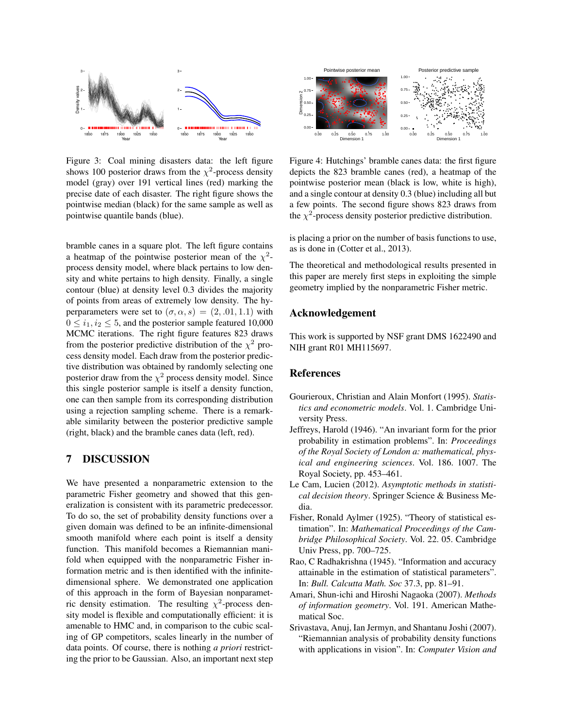Figure 3: Coal mining disasters data: the left figure shows 100 posterior draws from the $\chi^2$-process density model (gray) over 191 vertical lines (red) marking the precise date of each disaster. The right figure shows the pointwise median (black) for the same sample as well as pointwise quantile bands (blue).

Figure 4: Hutchings' bramble canes data: the first figure depicts the 823 bramble canes (red), a heatmap of the pointwise posterior mean (black is low, white is high), and a single contour at density 0.3 (blue) including all but a few points. The second figure shows 823 draws from the $\chi^2$-process density posterior predictive distribution.

bramble canes in a square plot. The left figure contains a heatmap of the pointwise posterior mean of the $\chi^2$-process density model, where black pertains to low density and white pertains to high density. Finally, a single contour (blue) at density level 0.3 divides the majority of points from areas of extremely low density. The hyperparameters were set to $(\sigma, \alpha, s) = (2, .01, 1.1)$ with $0 \leq i_1, i_2 \leq 5$, and the posterior sample featured 10,000 MCMC iterations. The right figure features 823 draws from the posterior predictive distribution of the $\chi^2$ process density model. Each draw from the posterior predictive distribution was obtained by randomly selecting one posterior draw from the $\chi^2$ process density model. Since this single posterior sample is itself a density function, one can then sample from its corresponding distribution using a rejection sampling scheme. There is a remarkable similarity between the posterior predictive sample (right, black) and the bramble canes data (left, red).

## 7 DISCUSSION

We have presented a nonparametric extension to the parametric Fisher geometry and showed that this generalization is consistent with its parametric predecessor. To do so, the set of probability density functions over a given domain was defined to be an infinite-dimensional smooth manifold where each point is itself a density function. This manifold becomes a Riemannian manifold when equipped with the nonparametric Fisher information metric and is then identified with the infinite-dimensional sphere. We demonstrated one application of this approach in the form of Bayesian nonparametric density estimation. The resulting $\chi^2$-process density model is flexible and computationally efficient: it is amenable to HMC and, in comparison to the cubic scaling of GP competitors, scales linearly in the number of data points. Of course, there is nothing *a priori* restricting the prior to be Gaussian. Also, an important next step is placing a prior on the number of basis functions to use, as is done in (Cotter et al., 2013).

The theoretical and methodological results presented in this paper are merely first steps in exploiting the simple geometry implied by the nonparametric Fisher metric.

## Acknowledgement

This work is supported by NSF grant DMS 1622490 and NIH grant R01 MH115697.

## References

Gourieroux, Christian and Alain Monfort (1995). *Statistics and econometric models*. Vol. 1. Cambridge University Press.

Jeffreys, Harold (1946). "An invariant form for the prior probability in estimation problems". In: *Proceedings of the Royal Society of London a: mathematical, physical and engineering sciences*. Vol. 186. 1007. The Royal Society, pp. 453–461.

Le Cam, Lucien (2012). *Asymptotic methods in statistical decision theory*. Springer Science & Business Media.

Fisher, Ronald Aylmer (1925). "Theory of statistical estimation". In: *Mathematical Proceedings of the Cambridge Philosophical Society*. Vol. 22. 05. Cambridge Univ Press, pp. 700–725.

Rao, C Radhakrishna (1945). "Information and accuracy attainable in the estimation of statistical parameters". In: *Bull. Calcutta Math. Soc* 37.3, pp. 81–91.

Amari, Shun-ichi and Hiroshi Nagaoka (2007). *Methods of information geometry*. Vol. 191. American Mathematical Soc.

Srivastava, Anuj, Ian Jermyn, and Shantanu Joshi (2007). "Riemannian analysis of probability density functions with applications in vision". In: *Computer Vision and*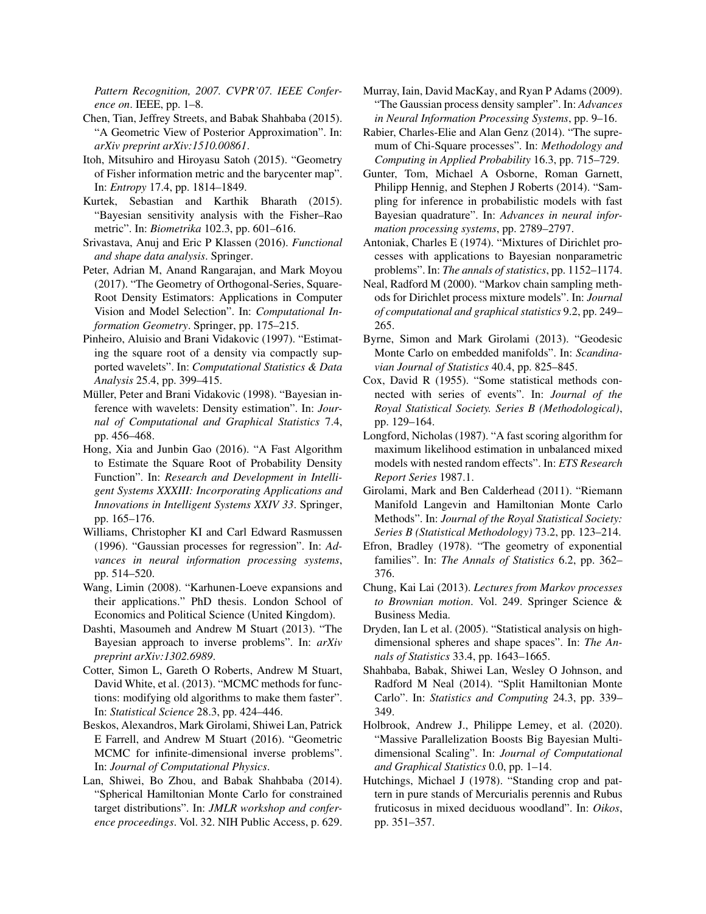*Pattern Recognition, 2007. CVPR'07. IEEE Conference on*. IEEE, pp. 1–8.

Chen, Tian, Jeffrey Streets, and Babak Shahbaba (2015). "A Geometric View of Posterior Approximation". In: *arXiv preprint arXiv:1510.00861*.

Itoh, Mitsuhiro and Hiroyasu Satoh (2015). "Geometry of Fisher information metric and the barycenter map". In: *Entropy* 17.4, pp. 1814–1849.

Kurtek, Sebastian and Karthik Bharath (2015). "Bayesian sensitivity analysis with the Fisher–Rao metric". In: *Biometrika* 102.3, pp. 601–616.

Srivastava, Anuj and Eric P Klassen (2016). *Functional and shape data analysis*. Springer.

Peter, Adrian M, Anand Rangarajan, and Mark Moyou (2017). "The Geometry of Orthogonal-Series, Square-Root Density Estimators: Applications in Computer Vision and Model Selection". In: *Computational Information Geometry*. Springer, pp. 175–215.

Pinheiro, Aluisio and Brani Vidakovic (1997). "Estimating the square root of a density via compactly supported wavelets". In: *Computational Statistics & Data Analysis* 25.4, pp. 399–415.

Müller, Peter and Brani Vidakovic (1998). "Bayesian inference with wavelets: Density estimation". In: *Journal of Computational and Graphical Statistics* 7.4, pp. 456–468.

Hong, Xia and Junbin Gao (2016). "A Fast Algorithm to Estimate the Square Root of Probability Density Function". In: *Research and Development in Intelligent Systems XXXIII: Incorporating Applications and Innovations in Intelligent Systems XXIV 33*. Springer, pp. 165–176.

Williams, Christopher KI and Carl Edward Rasmussen (1996). "Gaussian processes for regression". In: *Advances in neural information processing systems*, pp. 514–520.

Wang, Limin (2008). "Karhunen-Loeve expansions and their applications." PhD thesis. London School of Economics and Political Science (United Kingdom).

Dashti, Masoumeh and Andrew M Stuart (2013). "The Bayesian approach to inverse problems". In: *arXiv preprint arXiv:1302.6989*.

Cotter, Simon L, Gareth O Roberts, Andrew M Stuart, David White, et al. (2013). "MCMC methods for functions: modifying old algorithms to make them faster". In: *Statistical Science* 28.3, pp. 424–446.

Beskos, Alexandros, Mark Girolami, Shiwei Lan, Patrick E Farrell, and Andrew M Stuart (2016). "Geometric MCMC for infinite-dimensional inverse problems". In: *Journal of Computational Physics*.

Lan, Shiwei, Bo Zhou, and Babak Shahbaba (2014). "Spherical Hamiltonian Monte Carlo for constrained target distributions". In: *JMLR workshop and conference proceedings*. Vol. 32. NIH Public Access, p. 629.

Murray, Iain, David MacKay, and Ryan P Adams (2009). "The Gaussian process density sampler". In: *Advances in Neural Information Processing Systems*, pp. 9–16.

Rabier, Charles-Elie and Alan Genz (2014). "The supremum of Chi-Square processes". In: *Methodology and Computing in Applied Probability* 16.3, pp. 715–729.

Gunter, Tom, Michael A Osborne, Roman Garnett, Philipp Hennig, and Stephen J Roberts (2014). "Sampling for inference in probabilistic models with fast Bayesian quadrature". In: *Advances in neural information processing systems*, pp. 2789–2797.

Antoniak, Charles E (1974). "Mixtures of Dirichlet processes with applications to Bayesian nonparametric problems". In: *The annals of statistics*, pp. 1152–1174.

Neal, Radford M (2000). "Markov chain sampling methods for Dirichlet process mixture models". In: *Journal of computational and graphical statistics* 9.2, pp. 249–265.

Byrne, Simon and Mark Girolami (2013). "Geodesic Monte Carlo on embedded manifolds". In: *Scandinavian Journal of Statistics* 40.4, pp. 825–845.

Cox, David R (1955). "Some statistical methods connected with series of events". In: *Journal of the Royal Statistical Society. Series B (Methodological)*, pp. 129–164.

Longford, Nicholas (1987). "A fast scoring algorithm for maximum likelihood estimation in unbalanced mixed models with nested random effects". In: *ETS Research Report Series* 1987.1.

Girolami, Mark and Ben Calderhead (2011). "Riemann Manifold Langevin and Hamiltonian Monte Carlo Methods". In: *Journal of the Royal Statistical Society: Series B (Statistical Methodology)* 73.2, pp. 123–214.

Efron, Bradley (1978). "The geometry of exponential families". In: *The Annals of Statistics* 6.2, pp. 362–376.

Chung, Kai Lai (2013). *Lectures from Markov processes to Brownian motion*. Vol. 249. Springer Science & Business Media.

Dryden, Ian L et al. (2005). "Statistical analysis on high-dimensional spheres and shape spaces". In: *The Annals of Statistics* 33.4, pp. 1643–1665.

Shahbaba, Babak, Shiwei Lan, Wesley O Johnson, and Radford M Neal (2014). "Split Hamiltonian Monte Carlo". In: *Statistics and Computing* 24.3, pp. 339–349.

Holbrook, Andrew J., Philippe Lemey, et al. (2020). "Massive Parallelization Boosts Big Bayesian Multidimensional Scaling". In: *Journal of Computational and Graphical Statistics* 0.0, pp. 1–14.

Hutchings, Michael J (1978). "Standing crop and pattern in pure stands of Mercurialis perennis and Rubus fruticosus in mixed deciduous woodland". In: *Oikos*, pp. 351–357.